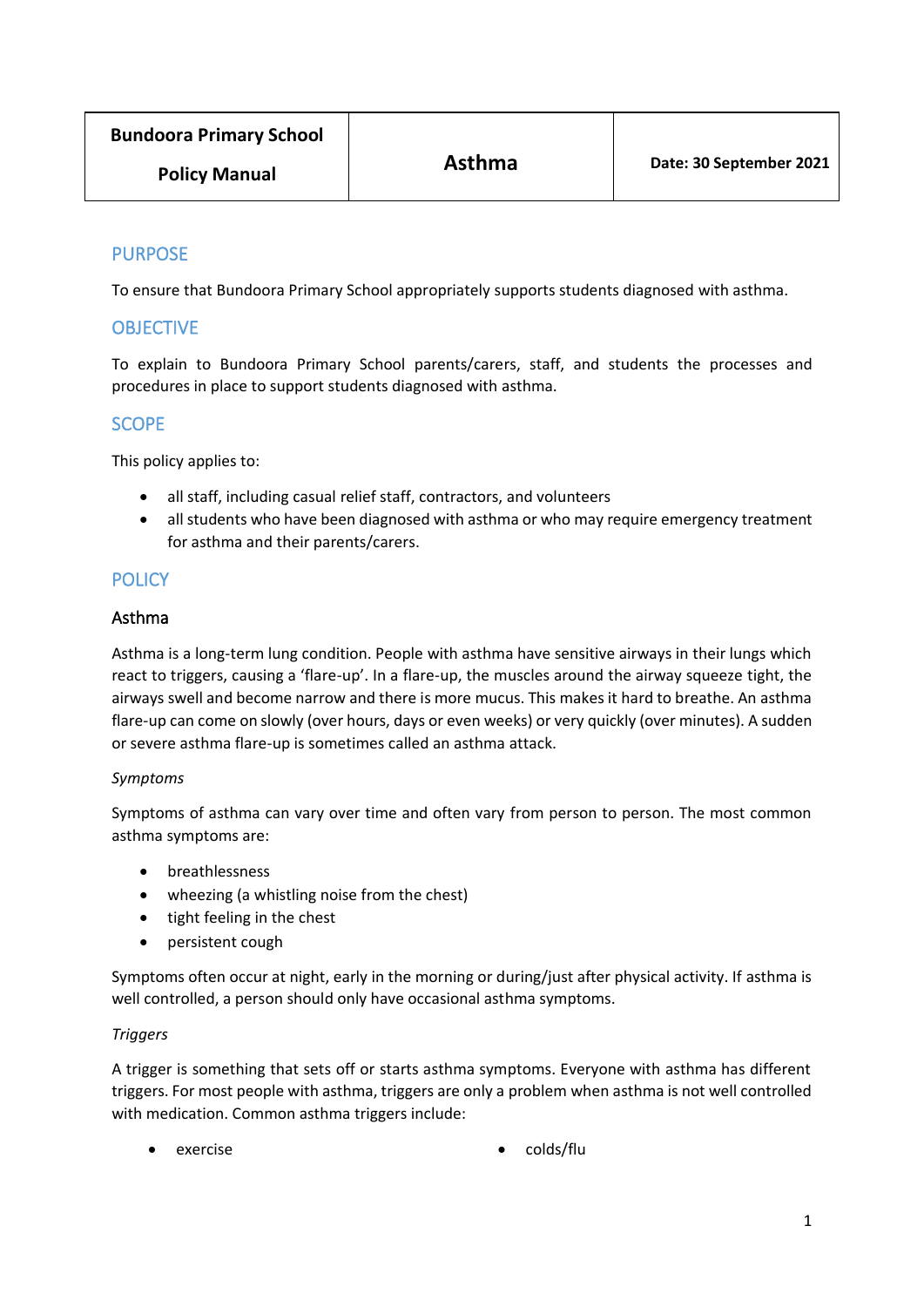| Bundoora Primary School<br><br>Policy Manual | Asthma | Date: 30 September 2021 |
|---|---|---|

## PURPOSE

To ensure that Bundoora Primary School appropriately supports students diagnosed with asthma.

## OBJECTIVE

To explain to Bundoora Primary School parents/carers, staff, and students the processes and procedures in place to support students diagnosed with asthma.

## SCOPE

This policy applies to:

- all staff, including casual relief staff, contractors, and volunteers
- all students who have been diagnosed with asthma or who may require emergency treatment for asthma and their parents/carers.

## POLICY

### Asthma

Asthma is a long-term lung condition. People with asthma have sensitive airways in their lungs which react to triggers, causing a 'flare-up'. In a flare-up, the muscles around the airway squeeze tight, the airways swell and become narrow and there is more mucus. This makes it hard to breathe. An asthma flare-up can come on slowly (over hours, days or even weeks) or very quickly (over minutes). A sudden or severe asthma flare-up is sometimes called an asthma attack.

*Symptoms*

Symptoms of asthma can vary over time and often vary from person to person. The most common asthma symptoms are:

- breathlessness
- wheezing (a whistling noise from the chest)
- tight feeling in the chest
- persistent cough

Symptoms often occur at night, early in the morning or during/just after physical activity. If asthma is well controlled, a person should only have occasional asthma symptoms.

*Triggers*

A trigger is something that sets off or starts asthma symptoms. Everyone with asthma has different triggers. For most people with asthma, triggers are only a problem when asthma is not well controlled with medication. Common asthma triggers include:

- exercise
- colds/flu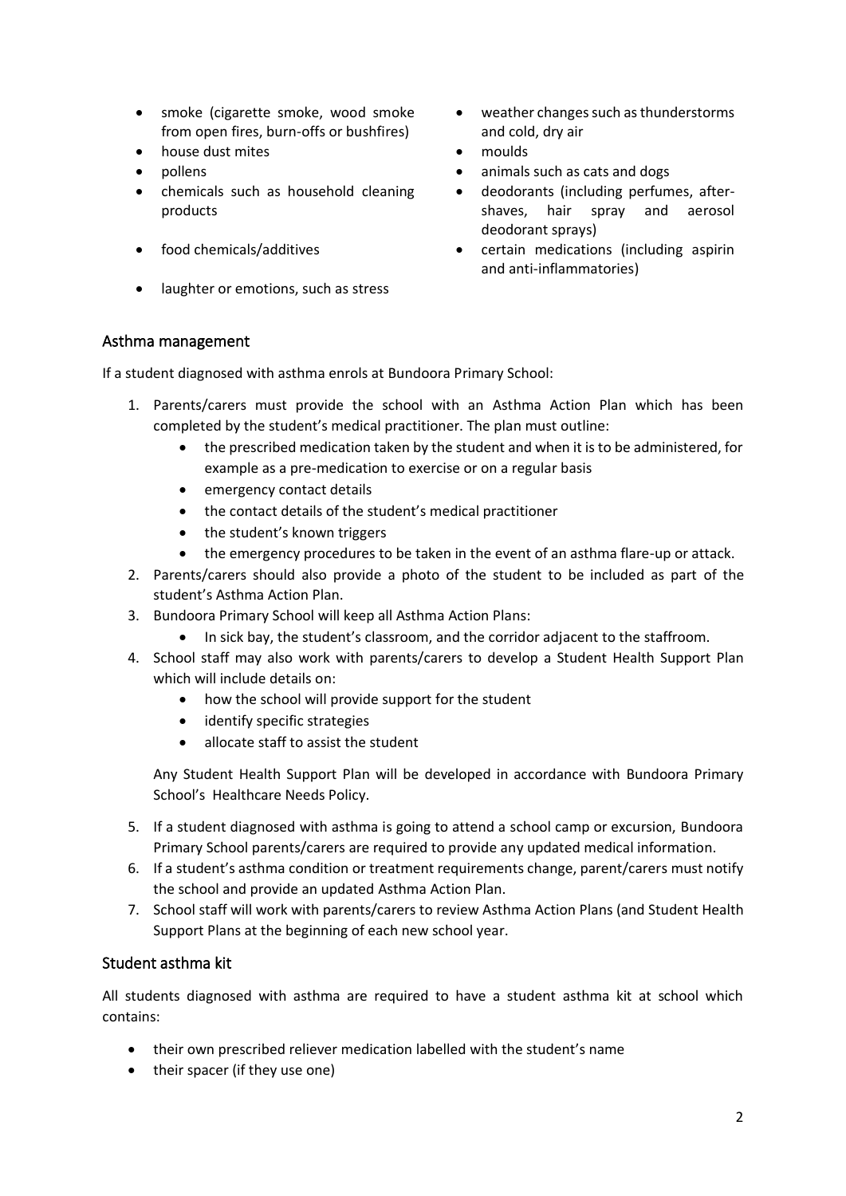- smoke (cigarette smoke, wood smoke from open fires, burn-offs or bushfires)
- house dust mites
- pollens
- chemicals such as household cleaning products
- food chemicals/additives
- laughter or emotions, such as stress
- weather changes such as thunderstorms and cold, dry air
- moulds
- animals such as cats and dogs
- deodorants (including perfumes, after-shaves, hair spray and aerosol deodorant sprays)
- certain medications (including aspirin and anti-inflammatories)

## Asthma management

If a student diagnosed with asthma enrols at Bundoora Primary School:

1. Parents/carers must provide the school with an Asthma Action Plan which has been completed by the student's medical practitioner. The plan must outline:
   - the prescribed medication taken by the student and when it is to be administered, for example as a pre-medication to exercise or on a regular basis
   - emergency contact details
   - the contact details of the student's medical practitioner
   - the student's known triggers
   - the emergency procedures to be taken in the event of an asthma flare-up or attack.
2. Parents/carers should also provide a photo of the student to be included as part of the student's Asthma Action Plan.
3. Bundoora Primary School will keep all Asthma Action Plans:
   - In sick bay, the student's classroom, and the corridor adjacent to the staffroom.
4. School staff may also work with parents/carers to develop a Student Health Support Plan which will include details on:
   - how the school will provide support for the student
   - identify specific strategies
   - allocate staff to assist the student

   Any Student Health Support Plan will be developed in accordance with Bundoora Primary School's Healthcare Needs Policy.
5. If a student diagnosed with asthma is going to attend a school camp or excursion, Bundoora Primary School parents/carers are required to provide any updated medical information.
6. If a student's asthma condition or treatment requirements change, parent/carers must notify the school and provide an updated Asthma Action Plan.
7. School staff will work with parents/carers to review Asthma Action Plans (and Student Health Support Plans at the beginning of each new school year.

## Student asthma kit

All students diagnosed with asthma are required to have a student asthma kit at school which contains:

- their own prescribed reliever medication labelled with the student's name
- their spacer (if they use one)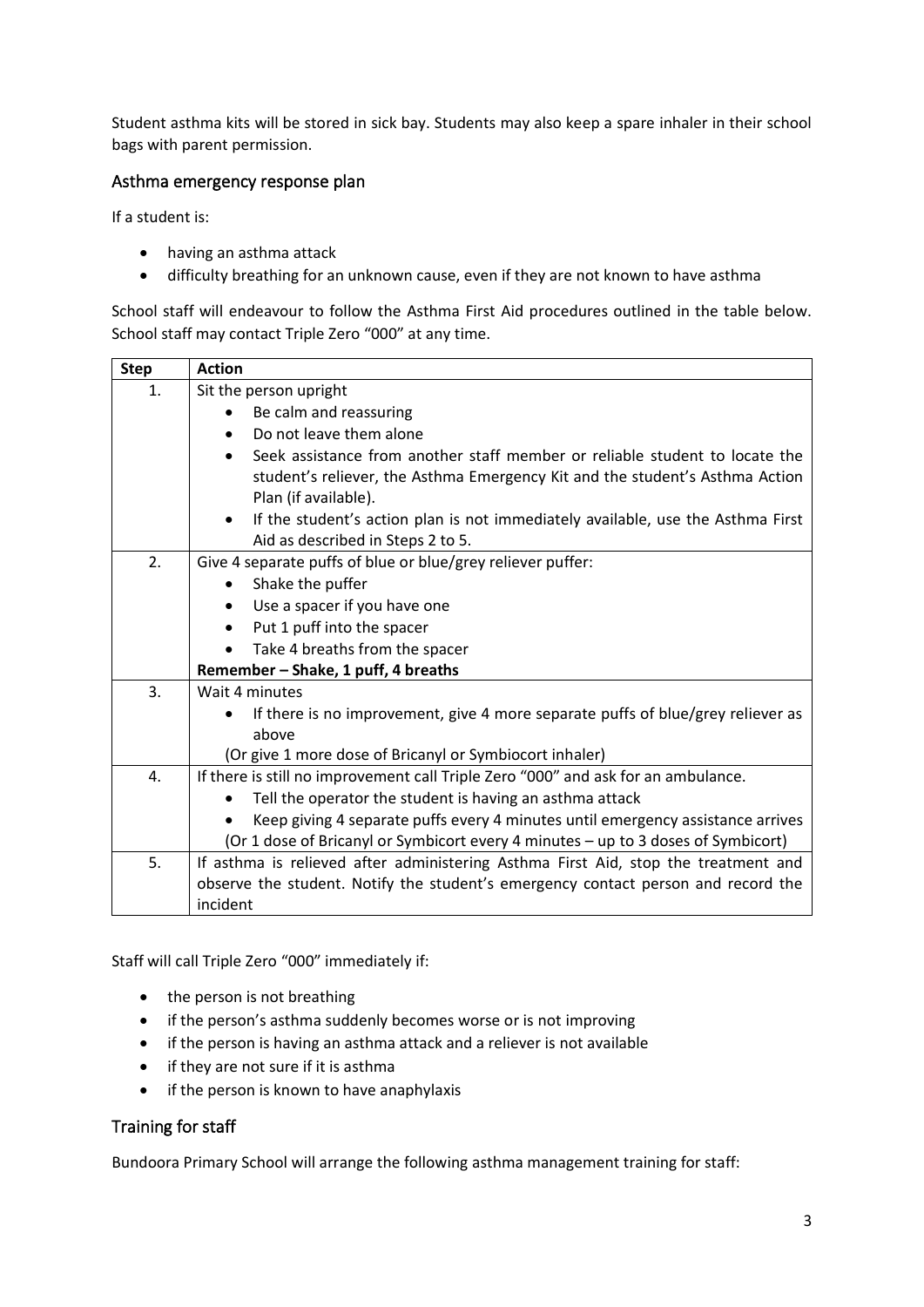Student asthma kits will be stored in sick bay. Students may also keep a spare inhaler in their school bags with parent permission.

## Asthma emergency response plan

If a student is:

- having an asthma attack
- difficulty breathing for an unknown cause, even if they are not known to have asthma

School staff will endeavour to follow the Asthma First Aid procedures outlined in the table below. School staff may contact Triple Zero "000" at any time.

| Step | Action |
|---|---|
| 1. | Sit the person upright<br>• Be calm and reassuring<br>• Do not leave them alone<br>• Seek assistance from another staff member or reliable student to locate the student's reliever, the Asthma Emergency Kit and the student's Asthma Action Plan (if available).<br>• If the student's action plan is not immediately available, use the Asthma First Aid as described in Steps 2 to 5. |
| 2. | Give 4 separate puffs of blue or blue/grey reliever puffer:<br>• Shake the puffer<br>• Use a spacer if you have one<br>• Put 1 puff into the spacer<br>• Take 4 breaths from the spacer<br>**Remember – Shake, 1 puff, 4 breaths** |
| 3. | Wait 4 minutes<br>• If there is no improvement, give 4 more separate puffs of blue/grey reliever as above<br>(Or give 1 more dose of Bricanyl or Symbiocort inhaler) |
| 4. | If there is still no improvement call Triple Zero "000" and ask for an ambulance.<br>• Tell the operator the student is having an asthma attack<br>• Keep giving 4 separate puffs every 4 minutes until emergency assistance arrives<br>(Or 1 dose of Bricanyl or Symbicort every 4 minutes – up to 3 doses of Symbicort) |
| 5. | If asthma is relieved after administering Asthma First Aid, stop the treatment and observe the student. Notify the student's emergency contact person and record the incident |

Staff will call Triple Zero "000" immediately if:

- the person is not breathing
- if the person's asthma suddenly becomes worse or is not improving
- if the person is having an asthma attack and a reliever is not available
- if they are not sure if it is asthma
- if the person is known to have anaphylaxis

## Training for staff

Bundoora Primary School will arrange the following asthma management training for staff: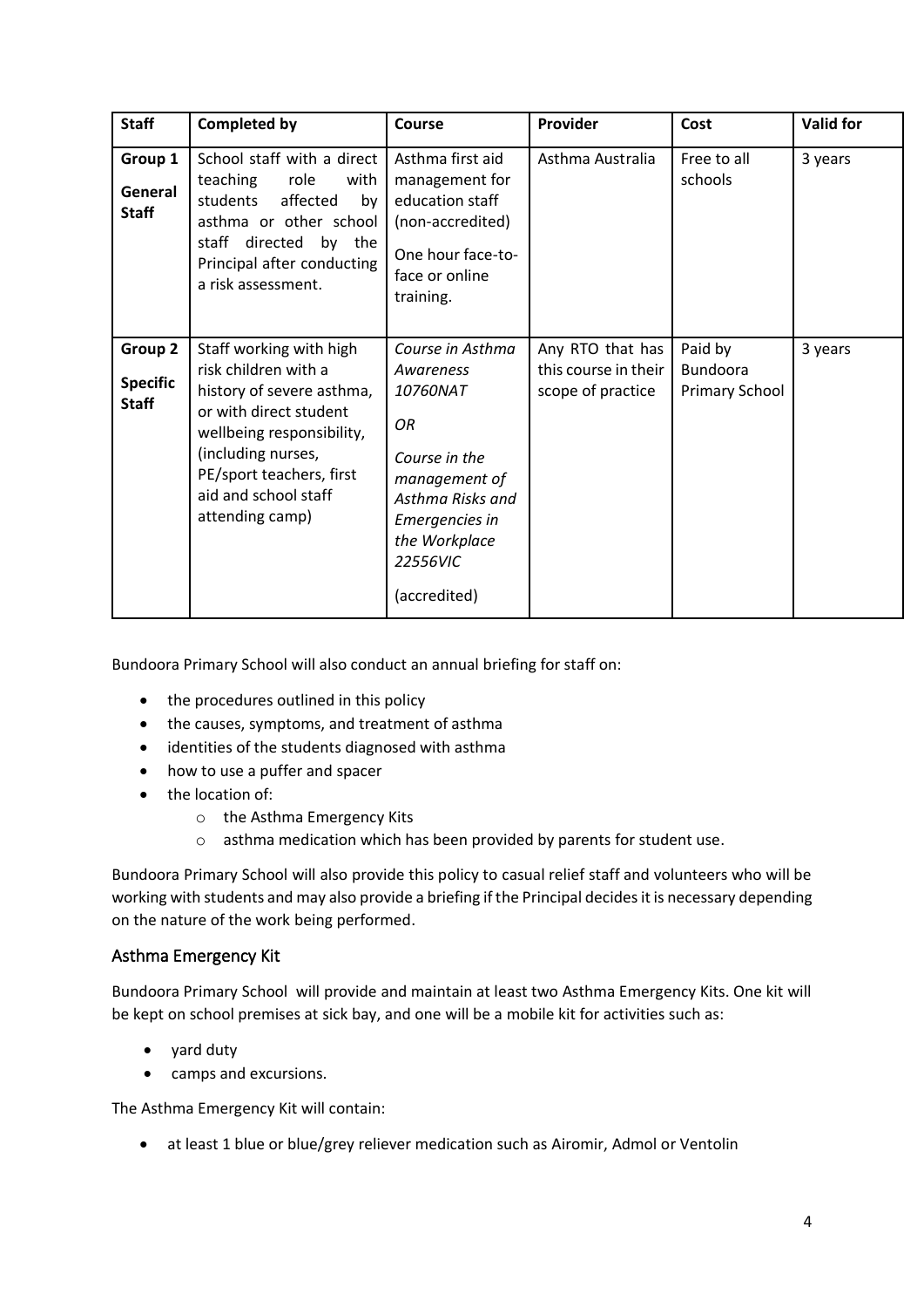| Staff | Completed by | Course | Provider | Cost | Valid for |
|---|---|---|---|---|---|
| **Group 1 General Staff** | School staff with a direct teaching role with students affected by asthma or other school staff directed by the Principal after conducting a risk assessment. | Asthma first aid management for education staff (non-accredited) One hour face-to-face or online training. | Asthma Australia | Free to all schools | 3 years |
| **Group 2 Specific Staff** | Staff working with high risk children with a history of severe asthma, or with direct student wellbeing responsibility, (including nurses, PE/sport teachers, first aid and school staff attending camp) | *Course in Asthma Awareness 10760NAT* *OR* *Course in the management of Asthma Risks and Emergencies in the Workplace 22556VIC* (accredited) | Any RTO that has this course in their scope of practice | Paid by Bundoora Primary School | 3 years |

Bundoora Primary School will also conduct an annual briefing for staff on:

- the procedures outlined in this policy
- the causes, symptoms, and treatment of asthma
- identities of the students diagnosed with asthma
- how to use a puffer and spacer
- the location of:
    - the Asthma Emergency Kits
    - asthma medication which has been provided by parents for student use.

Bundoora Primary School will also provide this policy to casual relief staff and volunteers who will be working with students and may also provide a briefing if the Principal decides it is necessary depending on the nature of the work being performed.

## Asthma Emergency Kit

Bundoora Primary School will provide and maintain at least two Asthma Emergency Kits. One kit will be kept on school premises at sick bay, and one will be a mobile kit for activities such as:

- yard duty
- camps and excursions.

The Asthma Emergency Kit will contain:

- at least 1 blue or blue/grey reliever medication such as Airomir, Admol or Ventolin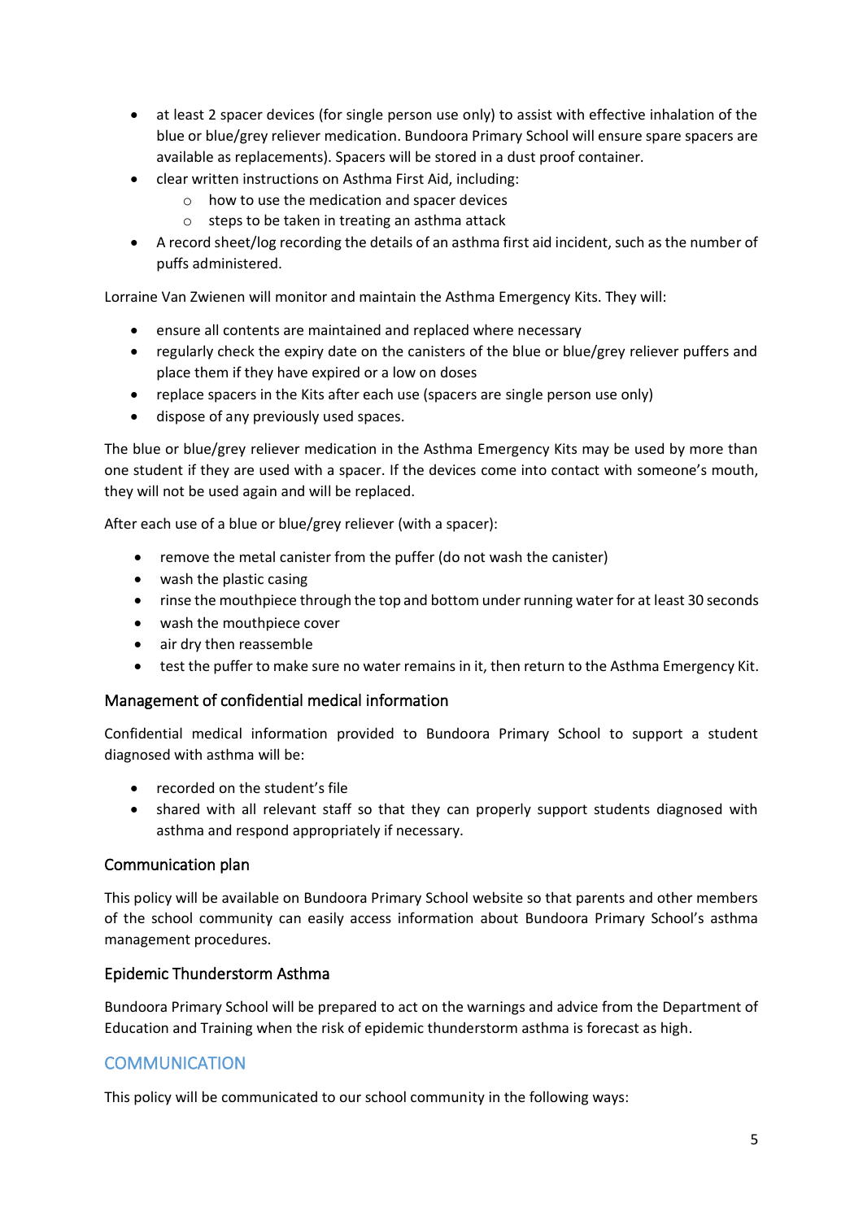- at least 2 spacer devices (for single person use only) to assist with effective inhalation of the blue or blue/grey reliever medication. Bundoora Primary School will ensure spare spacers are available as replacements). Spacers will be stored in a dust proof container.
- clear written instructions on Asthma First Aid, including:
  - how to use the medication and spacer devices
  - steps to be taken in treating an asthma attack
- A record sheet/log recording the details of an asthma first aid incident, such as the number of puffs administered.

Lorraine Van Zwienen will monitor and maintain the Asthma Emergency Kits. They will:

- ensure all contents are maintained and replaced where necessary
- regularly check the expiry date on the canisters of the blue or blue/grey reliever puffers and place them if they have expired or a low on doses
- replace spacers in the Kits after each use (spacers are single person use only)
- dispose of any previously used spaces.

The blue or blue/grey reliever medication in the Asthma Emergency Kits may be used by more than one student if they are used with a spacer. If the devices come into contact with someone's mouth, they will not be used again and will be replaced.

After each use of a blue or blue/grey reliever (with a spacer):

- remove the metal canister from the puffer (do not wash the canister)
- wash the plastic casing
- rinse the mouthpiece through the top and bottom under running water for at least 30 seconds
- wash the mouthpiece cover
- air dry then reassemble
- test the puffer to make sure no water remains in it, then return to the Asthma Emergency Kit.

### Management of confidential medical information

Confidential medical information provided to Bundoora Primary School to support a student diagnosed with asthma will be:

- recorded on the student's file
- shared with all relevant staff so that they can properly support students diagnosed with asthma and respond appropriately if necessary.

### Communication plan

This policy will be available on Bundoora Primary School website so that parents and other members of the school community can easily access information about Bundoora Primary School's asthma management procedures.

### Epidemic Thunderstorm Asthma

Bundoora Primary School will be prepared to act on the warnings and advice from the Department of Education and Training when the risk of epidemic thunderstorm asthma is forecast as high.

## COMMUNICATION

This policy will be communicated to our school community in the following ways: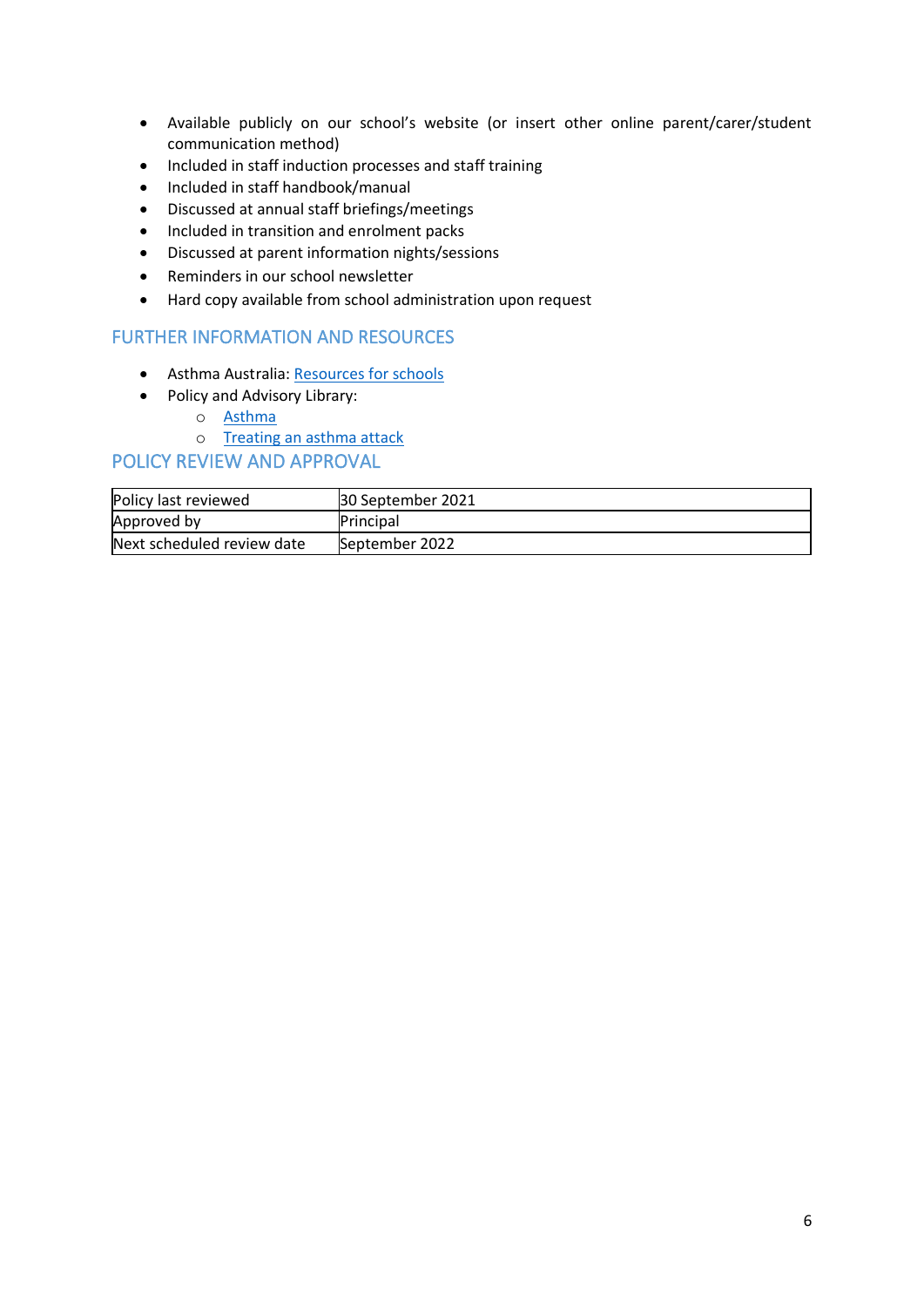- Available publicly on our school's website (or insert other online parent/carer/student communication method)
- Included in staff induction processes and staff training
- Included in staff handbook/manual
- Discussed at annual staff briefings/meetings
- Included in transition and enrolment packs
- Discussed at parent information nights/sessions
- Reminders in our school newsletter
- Hard copy available from school administration upon request

## FURTHER INFORMATION AND RESOURCES

- Asthma Australia: Resources for schools
- Policy and Advisory Library:
    - Asthma
    - Treating an asthma attack

## POLICY REVIEW AND APPROVAL

| | |
|---|---|
| Policy last reviewed | 30 September 2021 |
| Approved by | Principal |
| Next scheduled review date | September 2022 |